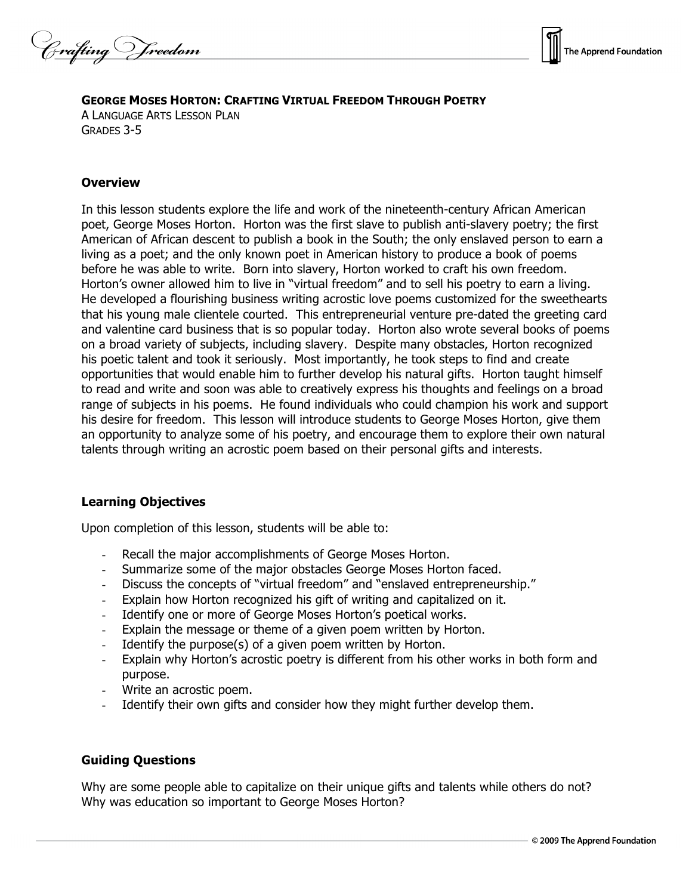**GEORGE MOSES HORTON: CRAFTING VIRTUAL FREEDOM THROUGH POETRY**

A LANGUAGE ARTS LESSON PLAN

GRADES 3-5

### Overview

In this lesson students explore the life and work of the nineteenth-century African American poet, George Moses Horton. Horton was the first slave to publish anti-slavery poetry; the first American of African descent to publish a book in the South; the only enslaved person to earn a living as a poet; and the only known poet in American history to produce a book of poems before he was able to write. Born into slavery, Horton worked to craft his own freedom. Horton's owner allowed him to live in "virtual freedom" and to sell his poetry to earn a living. He developed a flourishing business writing acrostic love poems customized for the sweethearts that his young male clientele courted. This entrepreneurial venture pre-dated the greeting card and valentine card business that is so popular today. Horton also wrote several books of poems on a broad variety of subjects, including slavery. Despite many obstacles, Horton recognized his poetic talent and took it seriously. Most importantly, he took steps to find and create opportunities that would enable him to further develop his natural gifts. Horton taught himself to read and write and soon was able to creatively express his thoughts and feelings on a broad range of subjects in his poems. He found individuals who could champion his work and support his desire for freedom. This lesson will introduce students to George Moses Horton, give them an opportunity to analyze some of his poetry, and encourage them to explore their own natural talents through writing an acrostic poem based on their personal gifts and interests.

### Learning Objectives

Upon completion of this lesson, students will be able to:

- Recall the major accomplishments of George Moses Horton.
- Summarize some of the major obstacles George Moses Horton faced.
- Discuss the concepts of "virtual freedom" and "enslaved entrepreneurship."
- Explain how Horton recognized his gift of writing and capitalized on it.
- Identify one or more of George Moses Horton's poetical works.
- Explain the message or theme of a given poem written by Horton.
- Identify the purpose(s) of a given poem written by Horton.
- Explain why Horton's acrostic poetry is different from his other works in both form and purpose.
- Write an acrostic poem.
- Identify their own gifts and consider how they might further develop them.

### Guiding Questions

Why are some people able to capitalize on their unique gifts and talents while others do not?
Why was education so important to George Moses Horton?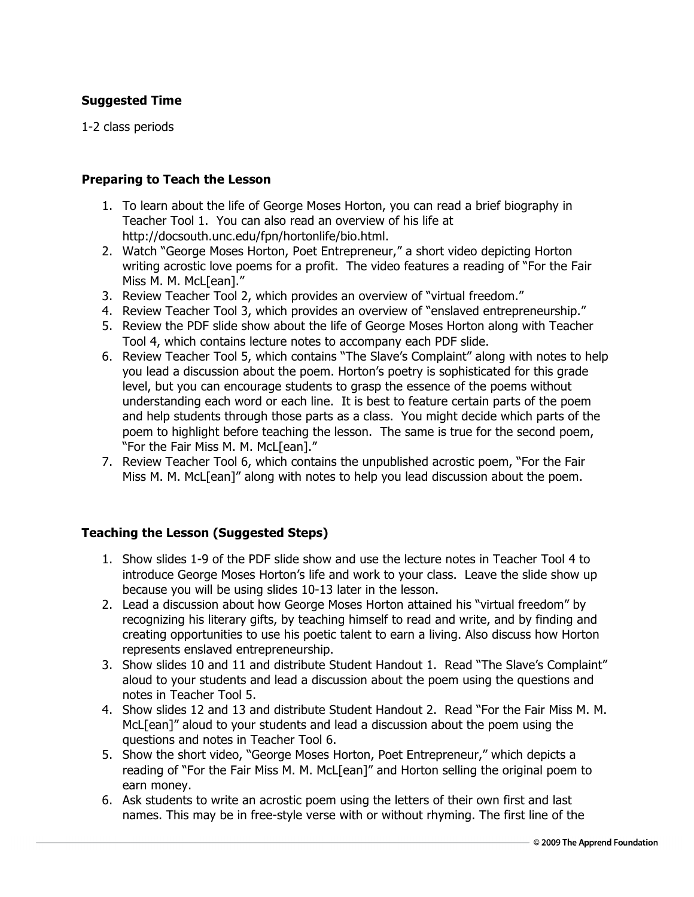**Suggested Time**

1-2 class periods

**Preparing to Teach the Lesson**

1. To learn about the life of George Moses Horton, you can read a brief biography in Teacher Tool 1. You can also read an overview of his life at http://docsouth.unc.edu/fpn/hortonlife/bio.html.
2. Watch "George Moses Horton, Poet Entrepreneur," a short video depicting Horton writing acrostic love poems for a profit. The video features a reading of "For the Fair Miss M. M. McL[ean]."
3. Review Teacher Tool 2, which provides an overview of "virtual freedom."
4. Review Teacher Tool 3, which provides an overview of "enslaved entrepreneurship."
5. Review the PDF slide show about the life of George Moses Horton along with Teacher Tool 4, which contains lecture notes to accompany each PDF slide.
6. Review Teacher Tool 5, which contains "The Slave's Complaint" along with notes to help you lead a discussion about the poem. Horton's poetry is sophisticated for this grade level, but you can encourage students to grasp the essence of the poems without understanding each word or each line. It is best to feature certain parts of the poem and help students through those parts as a class. You might decide which parts of the poem to highlight before teaching the lesson. The same is true for the second poem, "For the Fair Miss M. M. McL[ean]."
7. Review Teacher Tool 6, which contains the unpublished acrostic poem, "For the Fair Miss M. M. McL[ean]" along with notes to help you lead discussion about the poem.

**Teaching the Lesson (Suggested Steps)**

1. Show slides 1-9 of the PDF slide show and use the lecture notes in Teacher Tool 4 to introduce George Moses Horton's life and work to your class. Leave the slide show up because you will be using slides 10-13 later in the lesson.
2. Lead a discussion about how George Moses Horton attained his "virtual freedom" by recognizing his literary gifts, by teaching himself to read and write, and by finding and creating opportunities to use his poetic talent to earn a living. Also discuss how Horton represents enslaved entrepreneurship.
3. Show slides 10 and 11 and distribute Student Handout 1. Read "The Slave's Complaint" aloud to your students and lead a discussion about the poem using the questions and notes in Teacher Tool 5.
4. Show slides 12 and 13 and distribute Student Handout 2. Read "For the Fair Miss M. M. McL[ean]" aloud to your students and lead a discussion about the poem using the questions and notes in Teacher Tool 6.
5. Show the short video, "George Moses Horton, Poet Entrepreneur," which depicts a reading of "For the Fair Miss M. M. McL[ean]" and Horton selling the original poem to earn money.
6. Ask students to write an acrostic poem using the letters of their own first and last names. This may be in free-style verse with or without rhyming. The first line of the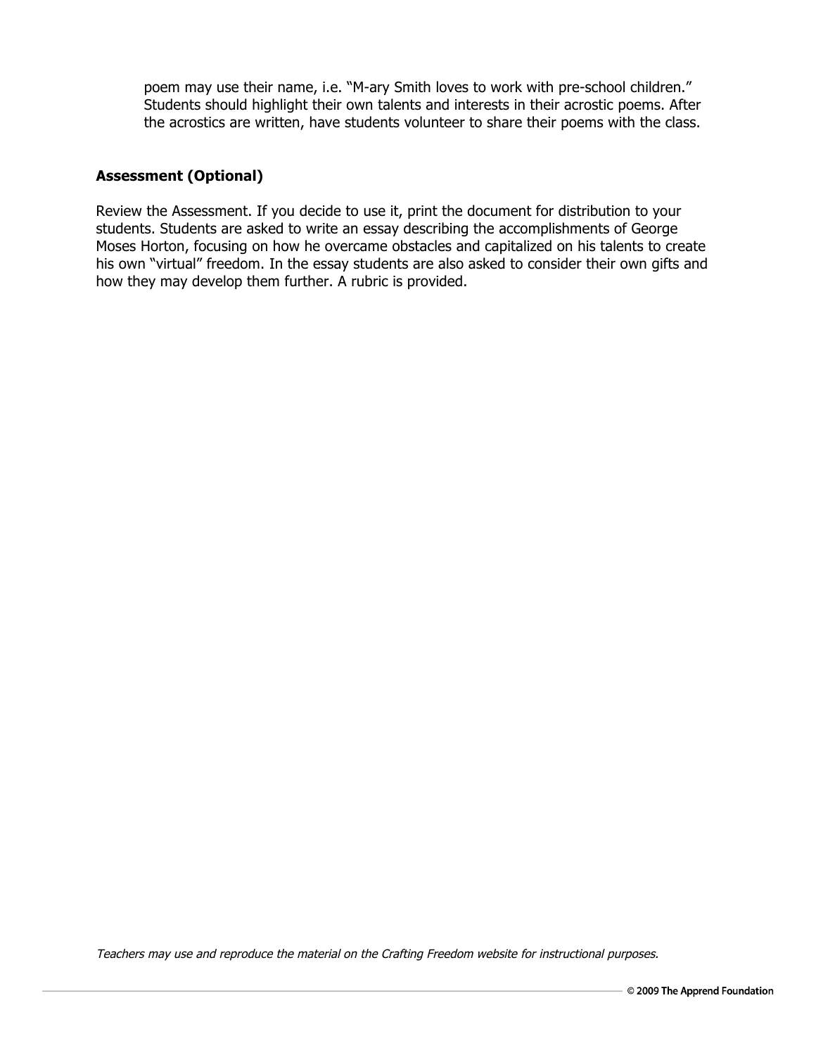poem may use their name, i.e. "M-ary Smith loves to work with pre-school children." Students should highlight their own talents and interests in their acrostic poems. After the acrostics are written, have students volunteer to share their poems with the class.

**Assessment (Optional)**

Review the Assessment. If you decide to use it, print the document for distribution to your students. Students are asked to write an essay describing the accomplishments of George Moses Horton, focusing on how he overcame obstacles and capitalized on his talents to create his own "virtual" freedom. In the essay students are also asked to consider their own gifts and how they may develop them further. A rubric is provided.

*Teachers may use and reproduce the material on the Crafting Freedom website for instructional purposes.*